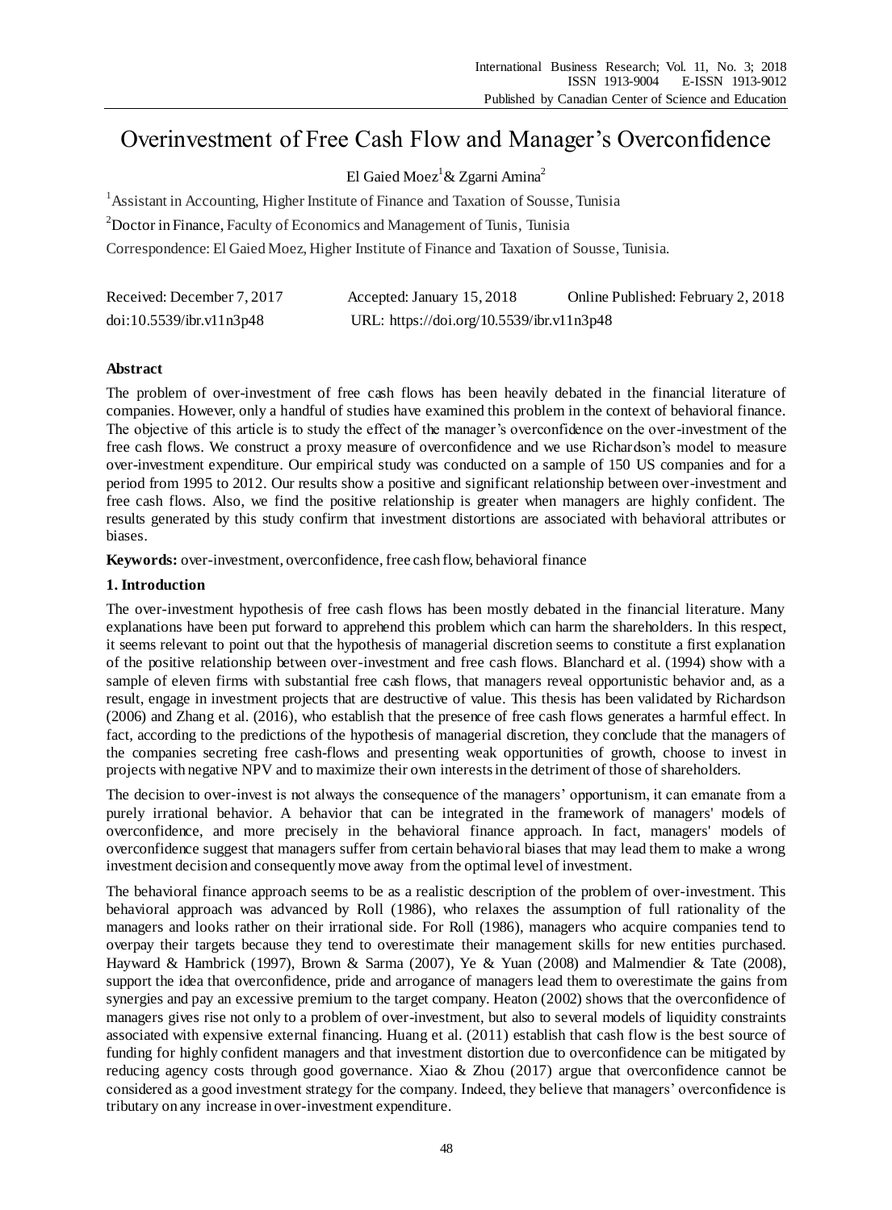# Overinvestment of Free Cash Flow and Manager's Overconfidence

El Gaied Moez[1] & Zgarni Amina[2]

[1] Assistant in Accounting, Higher Institute of Finance and Taxation of Sousse, Tunisia

[2] Doctor in Finance, Faculty of Economics and Management of Tunis, Tunisia

Correspondence: El Gaied Moez, Higher Institute of Finance and Taxation of Sousse, Tunisia.

Received: December 7, 2017 Accepted: January 15, 2018 Online Published: February 2, 2018

doi:10.5539/ibr.v11n3p48 URL: https://doi.org/10.5539/ibr.v11n3p48

## Abstract

The problem of over-investment of free cash flows has been heavily debated in the financial literature of companies. However, only a handful of studies have examined this problem in the context of behavioral finance. The objective of this article is to study the effect of the manager's overconfidence on the over-investment of the free cash flows. We construct a proxy measure of overconfidence and we use Richardson's model to measure over-investment expenditure. Our empirical study was conducted on a sample of 150 US companies and for a period from 1995 to 2012. Our results show a positive and significant relationship between over-investment and free cash flows. Also, we find the positive relationship is greater when managers are highly confident. The results generated by this study confirm that investment distortions are associated with behavioral attributes or biases.

**Keywords:** over-investment, overconfidence, free cash flow, behavioral finance

## 1. Introduction

The over-investment hypothesis of free cash flows has been mostly debated in the financial literature. Many explanations have been put forward to apprehend this problem which can harm the shareholders. In this respect, it seems relevant to point out that the hypothesis of managerial discretion seems to constitute a first explanation of the positive relationship between over-investment and free cash flows. Blanchard et al. (1994) show with a sample of eleven firms with substantial free cash flows, that managers reveal opportunistic behavior and, as a result, engage in investment projects that are destructive of value. This thesis has been validated by Richardson (2006) and Zhang et al. (2016), who establish that the presence of free cash flows generates a harmful effect. In fact, according to the predictions of the hypothesis of managerial discretion, they conclude that the managers of the companies secreting free cash-flows and presenting weak opportunities of growth, choose to invest in projects with negative NPV and to maximize their own interests in the detriment of those of shareholders.

The decision to over-invest is not always the consequence of the managers' opportunism, it can emanate from a purely irrational behavior. A behavior that can be integrated in the framework of managers' models of overconfidence, and more precisely in the behavioral finance approach. In fact, managers' models of overconfidence suggest that managers suffer from certain behavioral biases that may lead them to make a wrong investment decision and consequently move away from the optimal level of investment.

The behavioral finance approach seems to be as a realistic description of the problem of over-investment. This behavioral approach was advanced by Roll (1986), who relaxes the assumption of full rationality of the managers and looks rather on their irrational side. For Roll (1986), managers who acquire companies tend to overpay their targets because they tend to overestimate their management skills for new entities purchased. Hayward & Hambrick (1997), Brown & Sarma (2007), Ye & Yuan (2008) and Malmendier & Tate (2008), support the idea that overconfidence, pride and arrogance of managers lead them to overestimate the gains from synergies and pay an excessive premium to the target company. Heaton (2002) shows that the overconfidence of managers gives rise not only to a problem of over-investment, but also to several models of liquidity constraints associated with expensive external financing. Huang et al. (2011) establish that cash flow is the best source of funding for highly confident managers and that investment distortion due to overconfidence can be mitigated by reducing agency costs through good governance. Xiao & Zhou (2017) argue that overconfidence cannot be considered as a good investment strategy for the company. Indeed, they believe that managers' overconfidence is tributary on any increase in over-investment expenditure.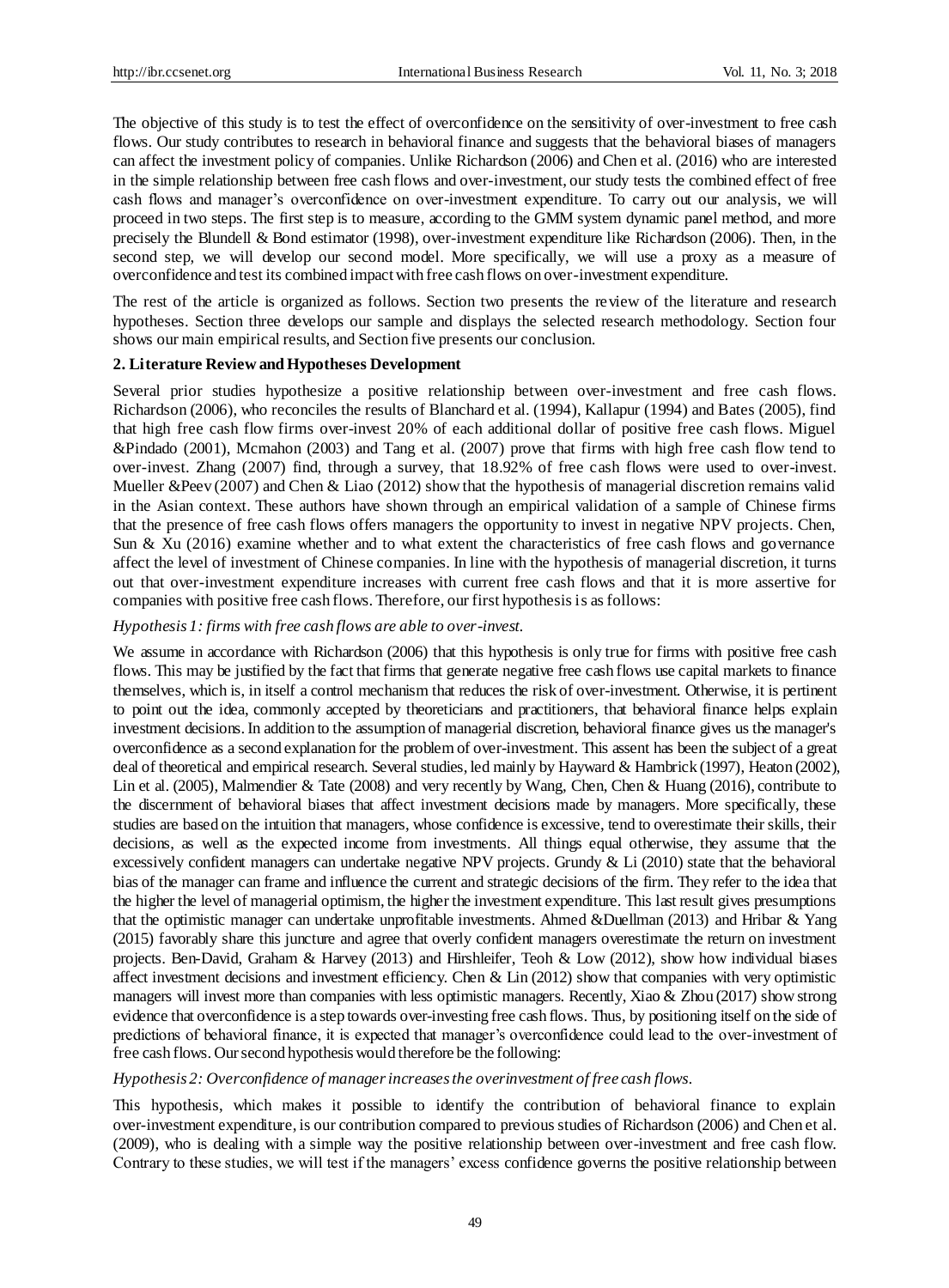The objective of this study is to test the effect of overconfidence on the sensitivity of over-investment to free cash flows. Our study contributes to research in behavioral finance and suggests that the behavioral biases of managers can affect the investment policy of companies. Unlike Richardson (2006) and Chen et al. (2016) who are interested in the simple relationship between free cash flows and over-investment, our study tests the combined effect of free cash flows and manager's overconfidence on over-investment expenditure. To carry out our analysis, we will proceed in two steps. The first step is to measure, according to the GMM system dynamic panel method, and more precisely the Blundell & Bond estimator (1998), over-investment expenditure like Richardson (2006). Then, in the second step, we will develop our second model. More specifically, we will use a proxy as a measure of overconfidence and test its combined impact with free cash flows on over-investment expenditure.

The rest of the article is organized as follows. Section two presents the review of the literature and research hypotheses. Section three develops our sample and displays the selected research methodology. Section four shows our main empirical results, and Section five presents our conclusion.

## 2. Literature Review and Hypotheses Development

Several prior studies hypothesize a positive relationship between over-investment and free cash flows. Richardson (2006), who reconciles the results of Blanchard et al. (1994), Kallapur (1994) and Bates (2005), find that high free cash flow firms over-invest 20% of each additional dollar of positive free cash flows. Miguel &Pindado (2001), Mcmahon (2003) and Tang et al. (2007) prove that firms with high free cash flow tend to over-invest. Zhang (2007) find, through a survey, that 18.92% of free cash flows were used to over-invest. Mueller &Peev (2007) and Chen & Liao (2012) show that the hypothesis of managerial discretion remains valid in the Asian context. These authors have shown through an empirical validation of a sample of Chinese firms that the presence of free cash flows offers managers the opportunity to invest in negative NPV projects. Chen, Sun & Xu (2016) examine whether and to what extent the characteristics of free cash flows and governance affect the level of investment of Chinese companies. In line with the hypothesis of managerial discretion, it turns out that over-investment expenditure increases with current free cash flows and that it is more assertive for companies with positive free cash flows. Therefore, our first hypothesis is as follows:

*Hypothesis 1: firms with free cash flows are able to over-invest.*

We assume in accordance with Richardson (2006) that this hypothesis is only true for firms with positive free cash flows. This may be justified by the fact that firms that generate negative free cash flows use capital markets to finance themselves, which is, in itself a control mechanism that reduces the risk of over-investment. Otherwise, it is pertinent to point out the idea, commonly accepted by theoreticians and practitioners, that behavioral finance helps explain investment decisions. In addition to the assumption of managerial discretion, behavioral finance gives us the manager's overconfidence as a second explanation for the problem of over-investment. This assent has been the subject of a great deal of theoretical and empirical research. Several studies, led mainly by Hayward & Hambrick (1997), Heaton (2002), Lin et al. (2005), Malmendier & Tate (2008) and very recently by Wang, Chen, Chen & Huang (2016), contribute to the discernment of behavioral biases that affect investment decisions made by managers. More specifically, these studies are based on the intuition that managers, whose confidence is excessive, tend to overestimate their skills, their decisions, as well as the expected income from investments. All things equal otherwise, they assume that the excessively confident managers can undertake negative NPV projects. Grundy & Li (2010) state that the behavioral bias of the manager can frame and influence the current and strategic decisions of the firm. They refer to the idea that the higher the level of managerial optimism, the higher the investment expenditure. This last result gives presumptions that the optimistic manager can undertake unprofitable investments. Ahmed &Duellman (2013) and Hribar & Yang (2015) favorably share this juncture and agree that overly confident managers overestimate the return on investment projects. Ben-David, Graham & Harvey (2013) and Hirshleifer, Teoh & Low (2012), show how individual biases affect investment decisions and investment efficiency. Chen & Lin (2012) show that companies with very optimistic managers will invest more than companies with less optimistic managers. Recently, Xiao & Zhou (2017) show strong evidence that overconfidence is a step towards over-investing free cash flows. Thus, by positioning itself on the side of predictions of behavioral finance, it is expected that manager's overconfidence could lead to the over-investment of free cash flows. Our second hypothesis would therefore be the following:

*Hypothesis 2: Overconfidence of manager increases the overinvestment of free cash flows.*

This hypothesis, which makes it possible to identify the contribution of behavioral finance to explain over-investment expenditure, is our contribution compared to previous studies of Richardson (2006) and Chen et al. (2009), who is dealing with a simple way the positive relationship between over-investment and free cash flow. Contrary to these studies, we will test if the managers' excess confidence governs the positive relationship between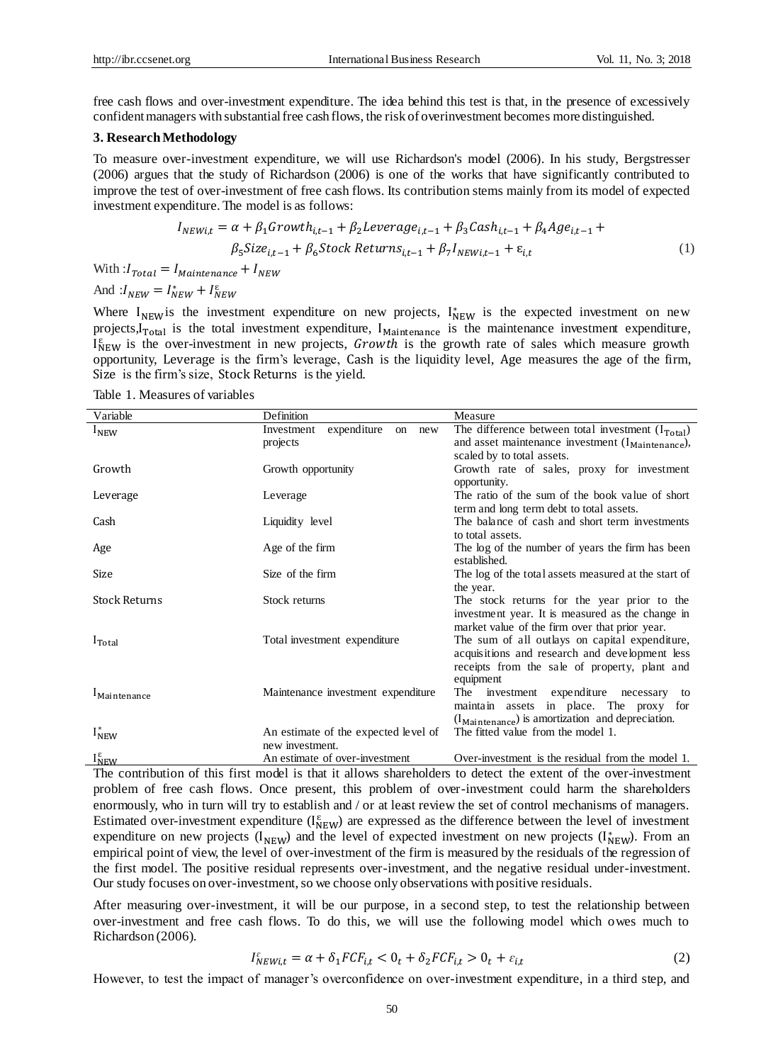free cash flows and over-investment expenditure. The idea behind this test is that, in the presence of excessively confident managers with substantial free cash flows, the risk of overinvestment becomes more distinguished.

## 3. Research Methodology

To measure over-investment expenditure, we will use Richardson's model (2006). In his study, Bergstresser (2006) argues that the study of Richardson (2006) is one of the works that have significantly contributed to improve the test of over-investment of free cash flows. Its contribution stems mainly from its model of expected investment expenditure. The model is as follows:

$$I_{NEWi,t} = \alpha + \beta_1 Growth_{i,t-1} + \beta_2 Leverage_{i,t-1} + \beta_3 Cash_{i,t-1} + \beta_4 Age_{i,t-1} + \beta_5 Size_{i,t-1} + \beta_6 Stock\ Returns_{i,t-1} + \beta_7 I_{NEWi,t-1} + \varepsilon_{i,t} \quad (1)$$

With : $I_{Total} = I_{Maintenance} + I_{NEW}$

And : $I_{NEW} = I^{*}_{NEW} + I^{\varepsilon}_{NEW}$

Where $I_{NEW}$ is the investment expenditure on new projects, $I^{*}_{NEW}$ is the expected investment on new projects, $I_{Total}$ is the total investment expenditure, $I_{Maintenance}$ is the maintenance investment expenditure, $I^{\varepsilon}_{NEW}$ is the over-investment in new projects, *Growth* is the growth rate of sales which measure growth opportunity, Leverage is the firm's leverage, Cash is the liquidity level, Age measures the age of the firm, Size is the firm's size, Stock Returns is the yield.

Table 1. Measures of variables

| Variable | Definition | Measure |
|---|---|---|
| $I_{NEW}$ | Investment expenditure on new projects | The difference between total investment ($I_{Total}$) and asset maintenance investment ($I_{Maintenance}$), scaled by to total assets. |
| Growth | Growth opportunity | Growth rate of sales, proxy for investment opportunity. |
| Leverage | Leverage | The ratio of the sum of the book value of short term and long term debt to total assets. |
| Cash | Liquidity level | The balance of cash and short term investments to total assets. |
| Age | Age of the firm | The log of the number of years the firm has been established. |
| Size | Size of the firm | The log of the total assets measured at the start of the year. |
| Stock Returns | Stock returns | The stock returns for the year prior to the investment year. It is measured as the change in market value of the firm over that prior year. |
| $I_{Total}$ | Total investment expenditure | The sum of all outlays on capital expenditure, acquisitions and research and development less receipts from the sale of property, plant and equipment |
| $I_{Maintenance}$ | Maintenance investment expenditure | The investment expenditure necessary to maintain assets in place. The proxy for ($I_{Maintenance}$) is amortization and depreciation. |
| $I^{*}_{NEW}$ | An estimate of the expected level of new investment. | The fitted value from the model 1. |
| $I^{\varepsilon}_{NEW}$ | An estimate of over-investment | Over-investment is the residual from the model 1. |

The contribution of this first model is that it allows shareholders to detect the extent of the over-investment problem of free cash flows. Once present, this problem of over-investment could harm the shareholders enormously, who in turn will try to establish and / or at least review the set of control mechanisms of managers. Estimated over-investment expenditure ($I^{\varepsilon}_{NEW}$) are expressed as the difference between the level of investment expenditure on new projects ($I_{NEW}$) and the level of expected investment on new projects ($I^{*}_{NEW}$). From an empirical point of view, the level of over-investment of the firm is measured by the residuals of the regression of the first model. The positive residual represents over-investment, and the negative residual under-investment. Our study focuses on over-investment, so we choose only observations with positive residuals.

After measuring over-investment, it will be our purpose, in a second step, to test the relationship between over-investment and free cash flows. To do this, we will use the following model which owes much to Richardson (2006).

$$I^{\varepsilon}_{NEWi,t} = \alpha + \delta_1 FCF_{i,t} < 0_t + \delta_2 FCF_{i,t} > 0_t + \varepsilon_{i,t} \quad (2)$$

However, to test the impact of manager's overconfidence on over-investment expenditure, in a third step, and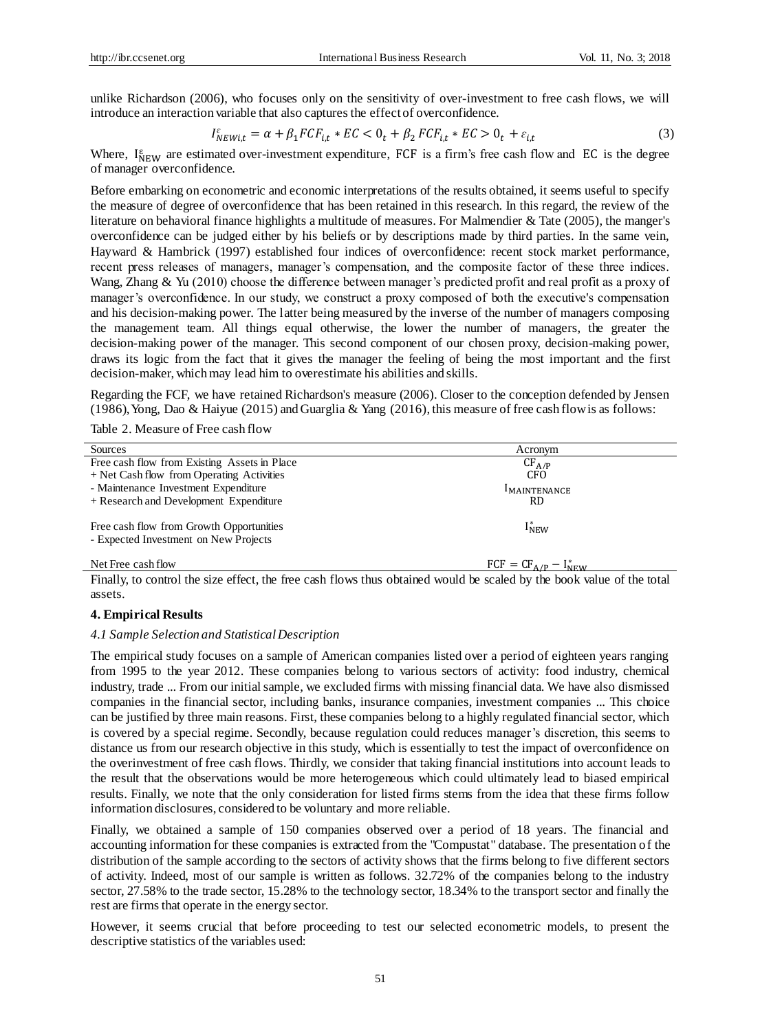unlike Richardson (2006), who focuses only on the sensitivity of over-investment to free cash flows, we will introduce an interaction variable that also captures the effect of overconfidence.

$$I^{\varepsilon}_{NEWi,t} = \alpha + \beta_1 FCF_{i,t} * EC < 0_t + \beta_2 \, FCF_{i,t} * EC > 0_t + \varepsilon_{i,t} \tag{3}$$

Where, $I^{\varepsilon}_{NEW}$ are estimated over-investment expenditure, FCF is a firm's free cash flow and EC is the degree of manager overconfidence.

Before embarking on econometric and economic interpretations of the results obtained, it seems useful to specify the measure of degree of overconfidence that has been retained in this research. In this regard, the review of the literature on behavioral finance highlights a multitude of measures. For Malmendier & Tate (2005), the manger's overconfidence can be judged either by his beliefs or by descriptions made by third parties. In the same vein, Hayward & Hambrick (1997) established four indices of overconfidence: recent stock market performance, recent press releases of managers, manager's compensation, and the composite factor of these three indices. Wang, Zhang & Yu (2010) choose the difference between manager's predicted profit and real profit as a proxy of manager's overconfidence. In our study, we construct a proxy composed of both the executive's compensation and his decision-making power. The latter being measured by the inverse of the number of managers composing the management team. All things equal otherwise, the lower the number of managers, the greater the decision-making power of the manager. This second component of our chosen proxy, decision-making power, draws its logic from the fact that it gives the manager the feeling of being the most important and the first decision-maker, which may lead him to overestimate his abilities and skills.

Regarding the FCF, we have retained Richardson's measure (2006). Closer to the conception defended by Jensen (1986), Yong, Dao & Haiyue (2015) and Guarglia & Yang (2016), this measure of free cash flow is as follows:

Table 2. Measure of Free cash flow

| Sources | Acronym |
|---|---|
| Free cash flow from Existing Assets in Place | $CF_{A/P}$ |
| + Net Cash flow from Operating Activities | CFO |
| - Maintenance Investment Expenditure | $I_{MAINTENANCE}$ |
| + Research and Development Expenditure | RD |
| Free cash flow from Growth Opportunities | $I^{*}_{NEW}$ |
| - Expected Investment on New Projects | |
| Net Free cash flow | $FCF = CF_{A/P} - I^{*}_{NEW}$ |

Finally, to control the size effect, the free cash flows thus obtained would be scaled by the book value of the total assets.

## 4. Empirical Results

### *4.1 Sample Selection and Statistical Description*

The empirical study focuses on a sample of American companies listed over a period of eighteen years ranging from 1995 to the year 2012. These companies belong to various sectors of activity: food industry, chemical industry, trade ... From our initial sample, we excluded firms with missing financial data. We have also dismissed companies in the financial sector, including banks, insurance companies, investment companies ... This choice can be justified by three main reasons. First, these companies belong to a highly regulated financial sector, which is covered by a special regime. Secondly, because regulation could reduces manager's discretion, this seems to distance us from our research objective in this study, which is essentially to test the impact of overconfidence on the overinvestment of free cash flows. Thirdly, we consider that taking financial institutions into account leads to the result that the observations would be more heterogeneous which could ultimately lead to biased empirical results. Finally, we note that the only consideration for listed firms stems from the idea that these firms follow information disclosures, considered to be voluntary and more reliable.

Finally, we obtained a sample of 150 companies observed over a period of 18 years. The financial and accounting information for these companies is extracted from the "Compustat" database. The presentation of the distribution of the sample according to the sectors of activity shows that the firms belong to five different sectors of activity. Indeed, most of our sample is written as follows. 32.72% of the companies belong to the industry sector, 27.58% to the trade sector, 15.28% to the technology sector, 18.34% to the transport sector and finally the rest are firms that operate in the energy sector.

However, it seems crucial that before proceeding to test our selected econometric models, to present the descriptive statistics of the variables used: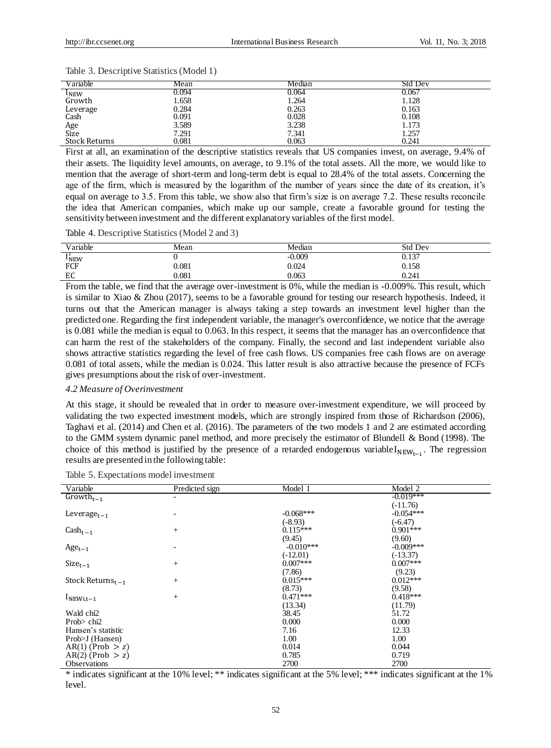Table 3. Descriptive Statistics (Model 1)

| Variable | Mean | Median | Std Dev |
|---|---|---|---|
| $I_{NEW}$ | 0.094 | 0.064 | 0.067 |
| Growth | 1.658 | 1.264 | 1.128 |
| Leverage | 0.284 | 0.263 | 0.163 |
| Cash | 0.091 | 0.028 | 0.108 |
| Age | 3.589 | 3.238 | 1.173 |
| Size | 7.291 | 7.341 | 1.257 |
| Stock Returns | 0.081 | 0.063 | 0.241 |

First at all, an examination of the descriptive statistics reveals that US companies invest, on average, 9.4% of their assets. The liquidity level amounts, on average, to 9.1% of the total assets. All the more, we would like to mention that the average of short-term and long-term debt is equal to 28.4% of the total assets. Concerning the age of the firm, which is measured by the logarithm of the number of years since the date of its creation, it's equal on average to 3.5. From this table, we show also that firm's size is on average 7.2. These results reconcile the idea that American companies, which make up our sample, create a favorable ground for testing the sensitivity between investment and the different explanatory variables of the first model.

Table 4. Descriptive Statistics (Model 2 and 3)

| Variable | Mean | Median | Std Dev |
|---|---|---|---|
| $I^{\varepsilon}_{NEW}$ | 0 | -0.009 | 0.137 |
| FCF | 0.081 | 0.024 | 0.158 |
| EC | 0.081 | 0.063 | 0.241 |

From the table, we find that the average over-investment is 0%, while the median is -0.009%. This result, which is similar to Xiao & Zhou (2017), seems to be a favorable ground for testing our research hypothesis. Indeed, it turns out that the American manager is always taking a step towards an investment level higher than the predicted one. Regarding the first independent variable, the manager's overconfidence, we notice that the average is 0.081 while the median is equal to 0.063. In this respect, it seems that the manager has an overconfidence that can harm the rest of the stakeholders of the company. Finally, the second and last independent variable also shows attractive statistics regarding the level of free cash flows. US companies free cash flows are on average 0.081 of total assets, while the median is 0.024. This latter result is also attractive because the presence of FCFs gives presumptions about the risk of over-investment.

### *4.2 Measure of Overinvestment*

At this stage, it should be revealed that in order to measure over-investment expenditure, we will proceed by validating the two expected investment models, which are strongly inspired from those of Richardson (2006), Taghavi et al. (2014) and Chen et al. (2016). The parameters of the two models 1 and 2 are estimated according to the GMM system dynamic panel method, and more precisely the estimator of Blundell & Bond (1998). The choice of this method is justified by the presence of a retarded endogenous variable $I_{NEW_{t-1}}$. The regression results are presented in the following table:

Table 5. Expectations model investment

| Variable | Predicted sign | Model 1 | Model 2 |
|---|---|---|---|
| $Growth_{t-1}$ | - | | -0.019*** |
| | | | (-11.76) |
| $Leverage_{t-1}$ | - | -0.068*** | -0.054*** |
| | | (-8.93) | (-6.47) |
| $Cash_{t-1}$ | + | 0.115*** | 0.901*** |
| | | (9.45) | (9.60) |
| $Age_{t-1}$ | - | -0.010*** | -0.009*** |
| | | (-12.01) | (-13.37) |
| $Size_{t-1}$ | + | 0.007*** | 0.007*** |
| | | (7.86) | (9.23) |
| $Stock\ Returns_{t-1}$ | + | 0.015*** | 0.012*** |
| | | (8.73) | (9.58) |
| $I_{NEWi,t-1}$ | + | 0.471*** | 0.418*** |
| | | (13.34) | (11.79) |
| Wald chi2 | | 38.45 | 51.72 |
| Prob> chi2 | | 0.000 | 0.000 |
| Hansen's statistic | | 7.16 | 12.33 |
| Prob>J (Hansen) | | 1.00 | 1.00 |
| AR(1) (Prob $> z$) | | 0.014 | 0.044 |
| AR(2) (Prob $> z$) | | 0.785 | 0.719 |
| Observations | | 2700 | 2700 |

* indicates significant at the 10% level; ** indicates significant at the 5% level; *** indicates significant at the 1% level.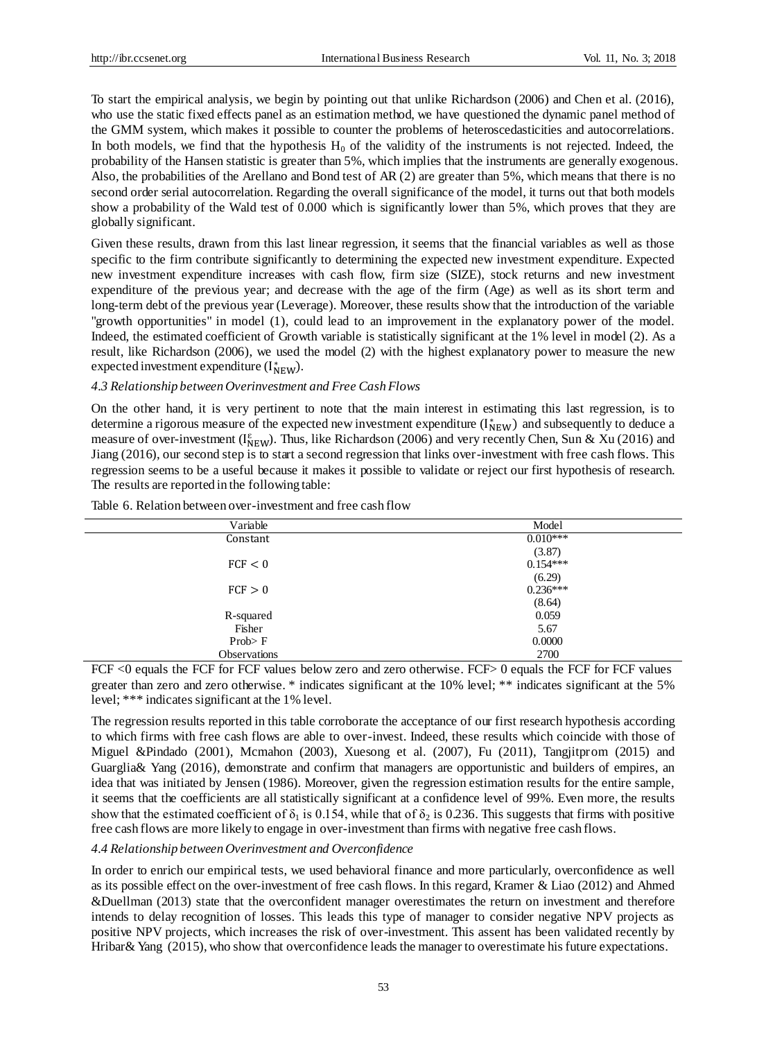To start the empirical analysis, we begin by pointing out that unlike Richardson (2006) and Chen et al. (2016), who use the static fixed effects panel as an estimation method, we have questioned the dynamic panel method of the GMM system, which makes it possible to counter the problems of heteroscedasticities and autocorrelations. In both models, we find that the hypothesis $H_0$ of the validity of the instruments is not rejected. Indeed, the probability of the Hansen statistic is greater than 5%, which implies that the instruments are generally exogenous. Also, the probabilities of the Arellano and Bond test of AR (2) are greater than 5%, which means that there is no second order serial autocorrelation. Regarding the overall significance of the model, it turns out that both models show a probability of the Wald test of 0.000 which is significantly lower than 5%, which proves that they are globally significant.

Given these results, drawn from this last linear regression, it seems that the financial variables as well as those specific to the firm contribute significantly to determining the expected new investment expenditure. Expected new investment expenditure increases with cash flow, firm size (SIZE), stock returns and new investment expenditure of the previous year; and decrease with the age of the firm (Age) as well as its short term and long-term debt of the previous year (Leverage). Moreover, these results show that the introduction of the variable "growth opportunities" in model (1), could lead to an improvement in the explanatory power of the model. Indeed, the estimated coefficient of Growth variable is statistically significant at the 1% level in model (2). As a result, like Richardson (2006), we used the model (2) with the highest explanatory power to measure the new expected investment expenditure ($I^{*}_{NEW}$).

### *4.3 Relationship between Overinvestment and Free Cash Flows*

On the other hand, it is very pertinent to note that the main interest in estimating this last regression, is to determine a rigorous measure of the expected new investment expenditure ($I^{*}_{NEW}$) and subsequently to deduce a measure of over-investment ($I^{\varepsilon}_{NEW}$). Thus, like Richardson (2006) and very recently Chen, Sun & Xu (2016) and Jiang (2016), our second step is to start a second regression that links over-investment with free cash flows. This regression seems to be a useful because it makes it possible to validate or reject our first hypothesis of research. The results are reported in the following table:

Table 6. Relation between over-investment and free cash flow

| Variable | Model |
|---|---|
| Constant | 0.010*** |
| | (3.87) |
| $FCF < 0$ | 0.154*** |
| | (6.29) |
| $FCF > 0$ | 0.236*** |
| | (8.64) |
| R-squared | 0.059 |
| Fisher | 5.67 |
| Prob> F | 0.0000 |
| Observations | 2700 |

FCF <0 equals the FCF for FCF values below zero and zero otherwise. FCF> 0 equals the FCF for FCF values greater than zero and zero otherwise. * indicates significant at the 10% level; ** indicates significant at the 5% level; *** indicates significant at the 1% level.

The regression results reported in this table corroborate the acceptance of our first research hypothesis according to which firms with free cash flows are able to over-invest. Indeed, these results which coincide with those of Miguel &Pindado (2001), Mcmahon (2003), Xuesong et al. (2007), Fu (2011), Tangjitprom (2015) and Guarglia& Yang (2016), demonstrate and confirm that managers are opportunistic and builders of empires, an idea that was initiated by Jensen (1986). Moreover, given the regression estimation results for the entire sample, it seems that the coefficients are all statistically significant at a confidence level of 99%. Even more, the results show that the estimated coefficient of $\delta_1$ is 0.154, while that of $\delta_2$ is 0.236. This suggests that firms with positive free cash flows are more likely to engage in over-investment than firms with negative free cash flows.

### *4.4 Relationship between Overinvestment and Overconfidence*

In order to enrich our empirical tests, we used behavioral finance and more particularly, overconfidence as well as its possible effect on the over-investment of free cash flows. In this regard, Kramer & Liao (2012) and Ahmed &Duellman (2013) state that the overconfident manager overestimates the return on investment and therefore intends to delay recognition of losses. This leads this type of manager to consider negative NPV projects as positive NPV projects, which increases the risk of over-investment. This assent has been validated recently by Hribar& Yang (2015), who show that overconfidence leads the manager to overestimate his future expectations.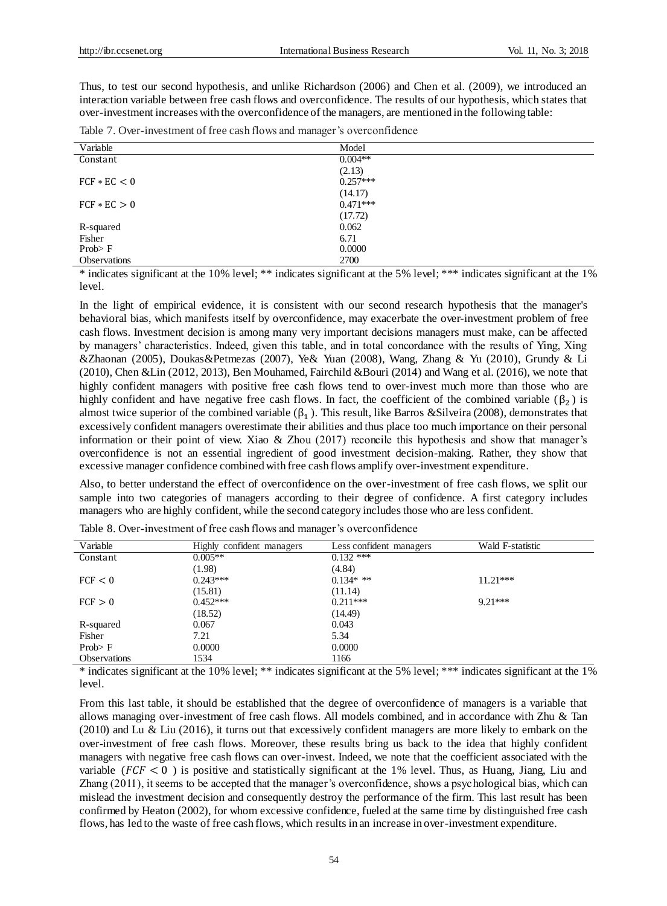Thus, to test our second hypothesis, and unlike Richardson (2006) and Chen et al. (2009), we introduced an interaction variable between free cash flows and overconfidence. The results of our hypothesis, which states that over-investment increases with the overconfidence of the managers, are mentioned in the following table:

Table 7. Over-investment of free cash flows and manager's overconfidence

| Variable | Model |
|---|---|
| Constant | 0.004** |
| | (2.13) |
| $FCF * EC < 0$ | 0.257*** |
| | (14.17) |
| $FCF * EC > 0$ | 0.471*** |
| | (17.72) |
| R-squared | 0.062 |
| Fisher | 6.71 |
| Prob> F | 0.0000 |
| Observations | 2700 |

* indicates significant at the 10% level; ** indicates significant at the 5% level; *** indicates significant at the 1% level.

In the light of empirical evidence, it is consistent with our second research hypothesis that the manager's behavioral bias, which manifests itself by overconfidence, may exacerbate the over-investment problem of free cash flows. Investment decision is among many very important decisions managers must make, can be affected by managers' characteristics. Indeed, given this table, and in total concordance with the results of Ying, Xing &Zhaonan (2005), Doukas&Petmezas (2007), Ye& Yuan (2008), Wang, Zhang & Yu (2010), Grundy & Li (2010), Chen &Lin (2012, 2013), Ben Mouhamed, Fairchild &Bouri (2014) and Wang et al. (2016), we note that highly confident managers with positive free cash flows tend to over-invest much more than those who are highly confident and have negative free cash flows. In fact, the coefficient of the combined variable ($\beta_2$) is almost twice superior of the combined variable ($\beta_1$). This result, like Barros &Silveira (2008), demonstrates that excessively confident managers overestimate their abilities and thus place too much importance on their personal information or their point of view. Xiao & Zhou (2017) reconcile this hypothesis and show that manager's overconfidence is not an essential ingredient of good investment decision-making. Rather, they show that excessive manager confidence combined with free cash flows amplify over-investment expenditure.

Also, to better understand the effect of overconfidence on the over-investment of free cash flows, we split our sample into two categories of managers according to their degree of confidence. A first category includes managers who are highly confident, while the second category includes those who are less confident.

Table 8. Over-investment of free cash flows and manager's overconfidence

| Variable | Highly confident managers | Less confident managers | Wald F-statistic |
|---|---|---|---|
| Constant | 0.005** | 0.132 *** | |
| | (1.98) | (4.84) | |
| $FCF < 0$ | 0.243*** | 0.134* ** | 11.21*** |
| | (15.81) | (11.14) | |
| $FCF > 0$ | 0.452*** | 0.211*** | 9.21*** |
| | (18.52) | (14.49) | |
| R-squared | 0.067 | 0.043 | |
| Fisher | 7.21 | 5.34 | |
| Prob> F | 0.0000 | 0.0000 | |
| Observations | 1534 | 1166 | |

* indicates significant at the 10% level; ** indicates significant at the 5% level; *** indicates significant at the 1% level.

From this last table, it should be established that the degree of overconfidence of managers is a variable that allows managing over-investment of free cash flows. All models combined, and in accordance with Zhu & Tan (2010) and Lu & Liu (2016), it turns out that excessively confident managers are more likely to embark on the over-investment of free cash flows. Moreover, these results bring us back to the idea that highly confident managers with negative free cash flows can over-invest. Indeed, we note that the coefficient associated with the variable ($FCF < 0$) is positive and statistically significant at the 1% level. Thus, as Huang, Jiang, Liu and Zhang (2011), it seems to be accepted that the manager's overconfidence, shows a psychological bias, which can mislead the investment decision and consequently destroy the performance of the firm. This last result has been confirmed by Heaton (2002), for whom excessive confidence, fueled at the same time by distinguished free cash flows, has led to the waste of free cash flows, which results in an increase in over-investment expenditure.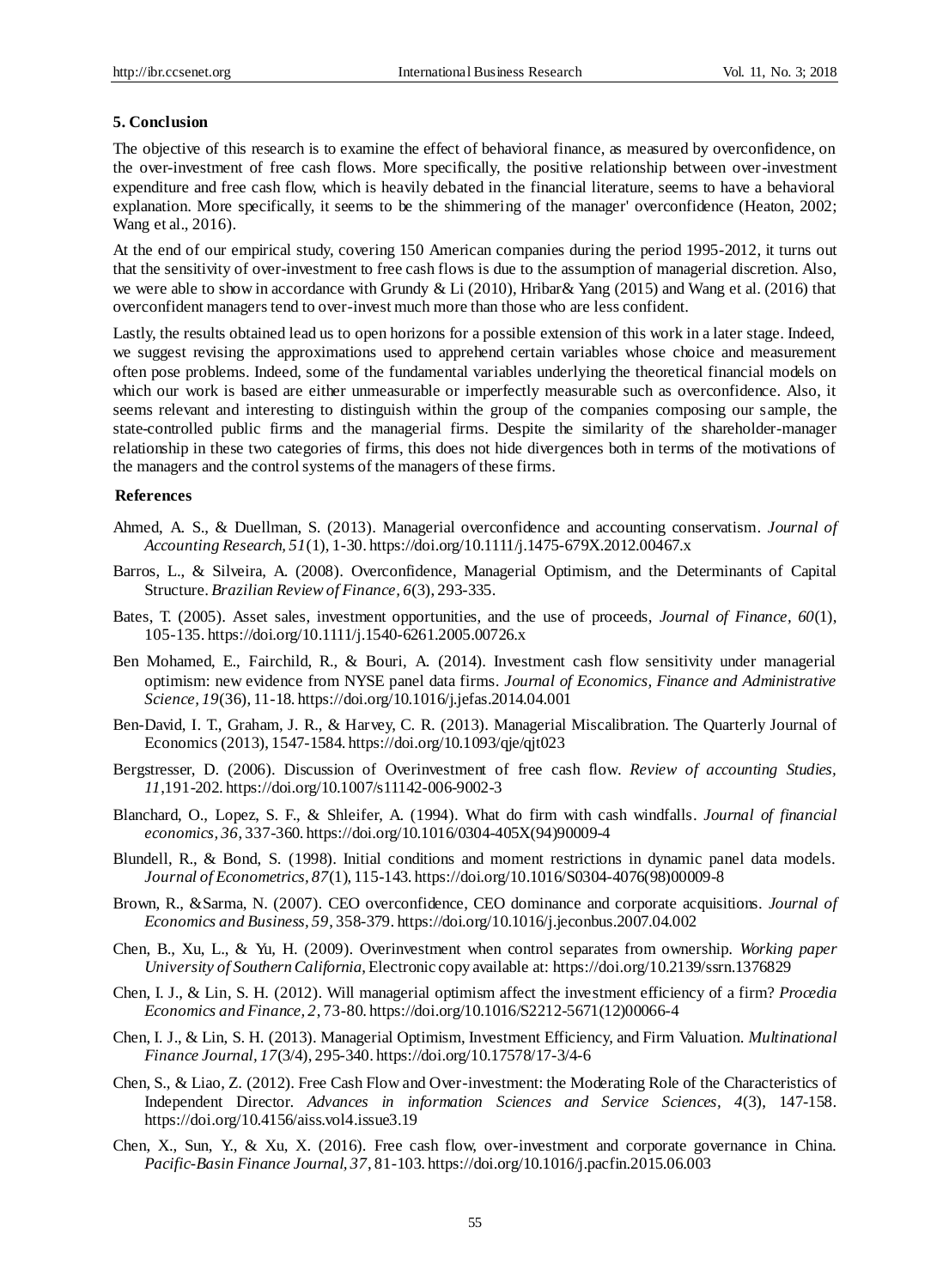## 5. Conclusion

The objective of this research is to examine the effect of behavioral finance, as measured by overconfidence, on the over-investment of free cash flows. More specifically, the positive relationship between over-investment expenditure and free cash flow, which is heavily debated in the financial literature, seems to have a behavioral explanation. More specifically, it seems to be the shimmering of the manager' overconfidence (Heaton, 2002; Wang et al., 2016).

At the end of our empirical study, covering 150 American companies during the period 1995-2012, it turns out that the sensitivity of over-investment to free cash flows is due to the assumption of managerial discretion. Also, we were able to show in accordance with Grundy & Li (2010), Hribar& Yang (2015) and Wang et al. (2016) that overconfident managers tend to over-invest much more than those who are less confident.

Lastly, the results obtained lead us to open horizons for a possible extension of this work in a later stage. Indeed, we suggest revising the approximations used to apprehend certain variables whose choice and measurement often pose problems. Indeed, some of the fundamental variables underlying the theoretical financial models on which our work is based are either unmeasurable or imperfectly measurable such as overconfidence. Also, it seems relevant and interesting to distinguish within the group of the companies composing our sample, the state-controlled public firms and the managerial firms. Despite the similarity of the shareholder-manager relationship in these two categories of firms, this does not hide divergences both in terms of the motivations of the managers and the control systems of the managers of these firms.

## References

Ahmed, A. S., & Duellman, S. (2013). Managerial overconfidence and accounting conservatism. *Journal of Accounting Research, 51*(1), 1-30. https://doi.org/10.1111/j.1475-679X.2012.00467.x

Barros, L., & Silveira, A. (2008). Overconfidence, Managerial Optimism, and the Determinants of Capital Structure. *Brazilian Review of Finance, 6*(3), 293-335.

Bates, T. (2005). Asset sales, investment opportunities, and the use of proceeds, *Journal of Finance, 60*(1), 105-135. https://doi.org/10.1111/j.1540-6261.2005.00726.x

Ben Mohamed, E., Fairchild, R., & Bouri, A. (2014). Investment cash flow sensitivity under managerial optimism: new evidence from NYSE panel data firms. *Journal of Economics, Finance and Administrative Science, 19*(36), 11-18. https://doi.org/10.1016/j.jefas.2014.04.001

Ben-David, I. T., Graham, J. R., & Harvey, C. R. (2013). Managerial Miscalibration. The Quarterly Journal of Economics (2013), 1547-1584. https://doi.org/10.1093/qje/qjt023

Bergstresser, D. (2006). Discussion of Overinvestment of free cash flow. *Review of accounting Studies, 11*,191-202. https://doi.org/10.1007/s11142-006-9002-3

Blanchard, O., Lopez, S. F., & Shleifer, A. (1994). What do firm with cash windfalls. *Journal of financial economics, 36*, 337-360. https://doi.org/10.1016/0304-405X(94)90009-4

Blundell, R., & Bond, S. (1998). Initial conditions and moment restrictions in dynamic panel data models. *Journal of Econometrics, 87*(1), 115-143. https://doi.org/10.1016/S0304-4076(98)00009-8

Brown, R., &Sarma, N. (2007). CEO overconfidence, CEO dominance and corporate acquisitions. *Journal of Economics and Business, 59*, 358-379. https://doi.org/10.1016/j.jeconbus.2007.04.002

Chen, B., Xu, L., & Yu, H. (2009). Overinvestment when control separates from ownership. *Working paper University of Southern California*, Electronic copy available at: https://doi.org/10.2139/ssrn.1376829

Chen, I. J., & Lin, S. H. (2012). Will managerial optimism affect the investment efficiency of a firm? *Procedia Economics and Finance, 2*, 73-80. https://doi.org/10.1016/S2212-5671(12)00066-4

Chen, I. J., & Lin, S. H. (2013). Managerial Optimism, Investment Efficiency, and Firm Valuation. *Multinational Finance Journal, 17*(3/4), 295-340. https://doi.org/10.17578/17-3/4-6

Chen, S., & Liao, Z. (2012). Free Cash Flow and Over-investment: the Moderating Role of the Characteristics of Independent Director. *Advances in information Sciences and Service Sciences, 4*(3), 147-158. https://doi.org/10.4156/aiss.vol4.issue3.19

Chen, X., Sun, Y., & Xu, X. (2016). Free cash flow, over-investment and corporate governance in China. *Pacific-Basin Finance Journal, 37*, 81-103. https://doi.org/10.1016/j.pacfin.2015.06.003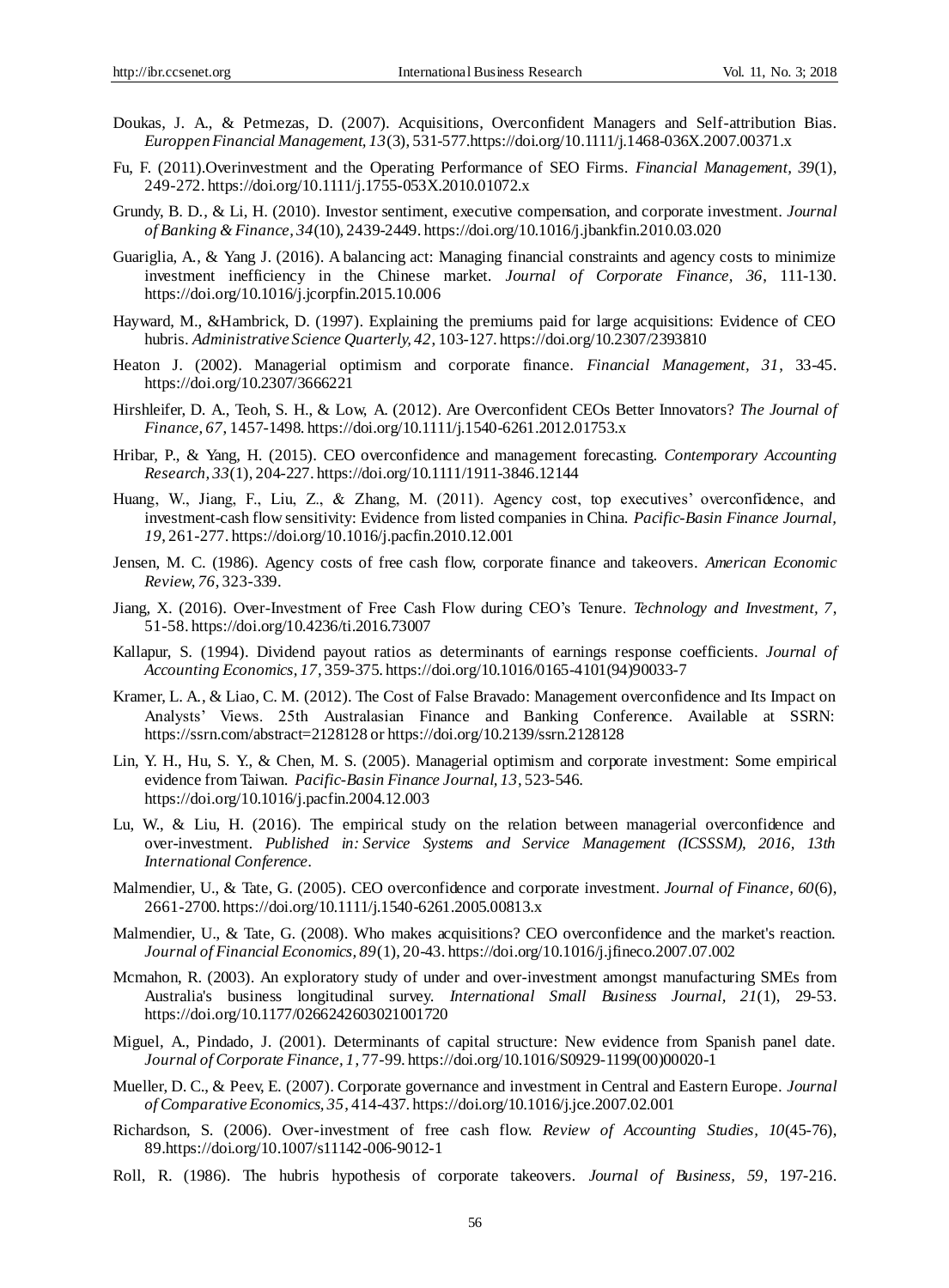Doukas, J. A., & Petmezas, D. (2007). Acquisitions, Overconfident Managers and Self-attribution Bias. *Europpen Financial Management, 13*(3), 531-577.https://doi.org/10.1111/j.1468-036X.2007.00371.x

Fu, F. (2011).Overinvestment and the Operating Performance of SEO Firms. *Financial Management, 39*(1), 249-272. https://doi.org/10.1111/j.1755-053X.2010.01072.x

Grundy, B. D., & Li, H. (2010). Investor sentiment, executive compensation, and corporate investment. *Journal of Banking & Finance, 34*(10), 2439-2449. https://doi.org/10.1016/j.jbankfin.2010.03.020

Guariglia, A., & Yang J. (2016). A balancing act: Managing financial constraints and agency costs to minimize investment inefficiency in the Chinese market. *Journal of Corporate Finance, 36*, 111-130. https://doi.org/10.1016/j.jcorpfin.2015.10.006

Hayward, M., &Hambrick, D. (1997). Explaining the premiums paid for large acquisitions: Evidence of CEO hubris. *Administrative Science Quarterly, 42*, 103-127. https://doi.org/10.2307/2393810

Heaton J. (2002). Managerial optimism and corporate finance. *Financial Management, 31*, 33-45. https://doi.org/10.2307/3666221

Hirshleifer, D. A., Teoh, S. H., & Low, A. (2012). Are Overconfident CEOs Better Innovators? *The Journal of Finance, 67*, 1457-1498. https://doi.org/10.1111/j.1540-6261.2012.01753.x

Hribar, P., & Yang, H. (2015). CEO overconfidence and management forecasting. *Contemporary Accounting Research, 33*(1), 204-227. https://doi.org/10.1111/1911-3846.12144

Huang, W., Jiang, F., Liu, Z., & Zhang, M. (2011). Agency cost, top executives' overconfidence, and investment-cash flow sensitivity: Evidence from listed companies in China. *Pacific-Basin Finance Journal, 19*, 261-277. https://doi.org/10.1016/j.pacfin.2010.12.001

Jensen, M. C. (1986). Agency costs of free cash flow, corporate finance and takeovers. *American Economic Review, 76*, 323-339.

Jiang, X. (2016). Over-Investment of Free Cash Flow during CEO's Tenure. *Technology and Investment, 7*, 51-58. https://doi.org/10.4236/ti.2016.73007

Kallapur, S. (1994). Dividend payout ratios as determinants of earnings response coefficients. *Journal of Accounting Economics, 17*, 359-375. https://doi.org/10.1016/0165-4101(94)90033-7

Kramer, L. A., & Liao, C. M. (2012). The Cost of False Bravado: Management overconfidence and Its Impact on Analysts' Views. 25th Australasian Finance and Banking Conference. Available at SSRN: https://ssrn.com/abstract=2128128 or https://doi.org/10.2139/ssrn.2128128

Lin, Y. H., Hu, S. Y., & Chen, M. S. (2005). Managerial optimism and corporate investment: Some empirical evidence from Taiwan. *Pacific-Basin Finance Journal, 13*, 523-546. https://doi.org/10.1016/j.pacfin.2004.12.003

Lu, W., & Liu, H. (2016). The empirical study on the relation between managerial overconfidence and over-investment. *Published in: Service Systems and Service Management (ICSSSM), 2016, 13th International Conference*.

Malmendier, U., & Tate, G. (2005). CEO overconfidence and corporate investment. *Journal of Finance, 60*(6), 2661-2700. https://doi.org/10.1111/j.1540-6261.2005.00813.x

Malmendier, U., & Tate, G. (2008). Who makes acquisitions? CEO overconfidence and the market's reaction. *Journal of Financial Economics, 89*(1), 20-43. https://doi.org/10.1016/j.jfineco.2007.07.002

Mcmahon, R. (2003). An exploratory study of under and over-investment amongst manufacturing SMEs from Australia's business longitudinal survey. *International Small Business Journal, 21*(1), 29-53. https://doi.org/10.1177/0266242603021001720

Miguel, A., Pindado, J. (2001). Determinants of capital structure: New evidence from Spanish panel date. *Journal of Corporate Finance, 1*, 77-99. https://doi.org/10.1016/S0929-1199(00)00020-1

Mueller, D. C., & Peev, E. (2007). Corporate governance and investment in Central and Eastern Europe. *Journal of Comparative Economics, 35*, 414-437. https://doi.org/10.1016/j.jce.2007.02.001

Richardson, S. (2006). Over-investment of free cash flow. *Review of Accounting Studies, 10*(45-76), 89.https://doi.org/10.1007/s11142-006-9012-1

Roll, R. (1986). The hubris hypothesis of corporate takeovers. *Journal of Business, 59*, 197-216.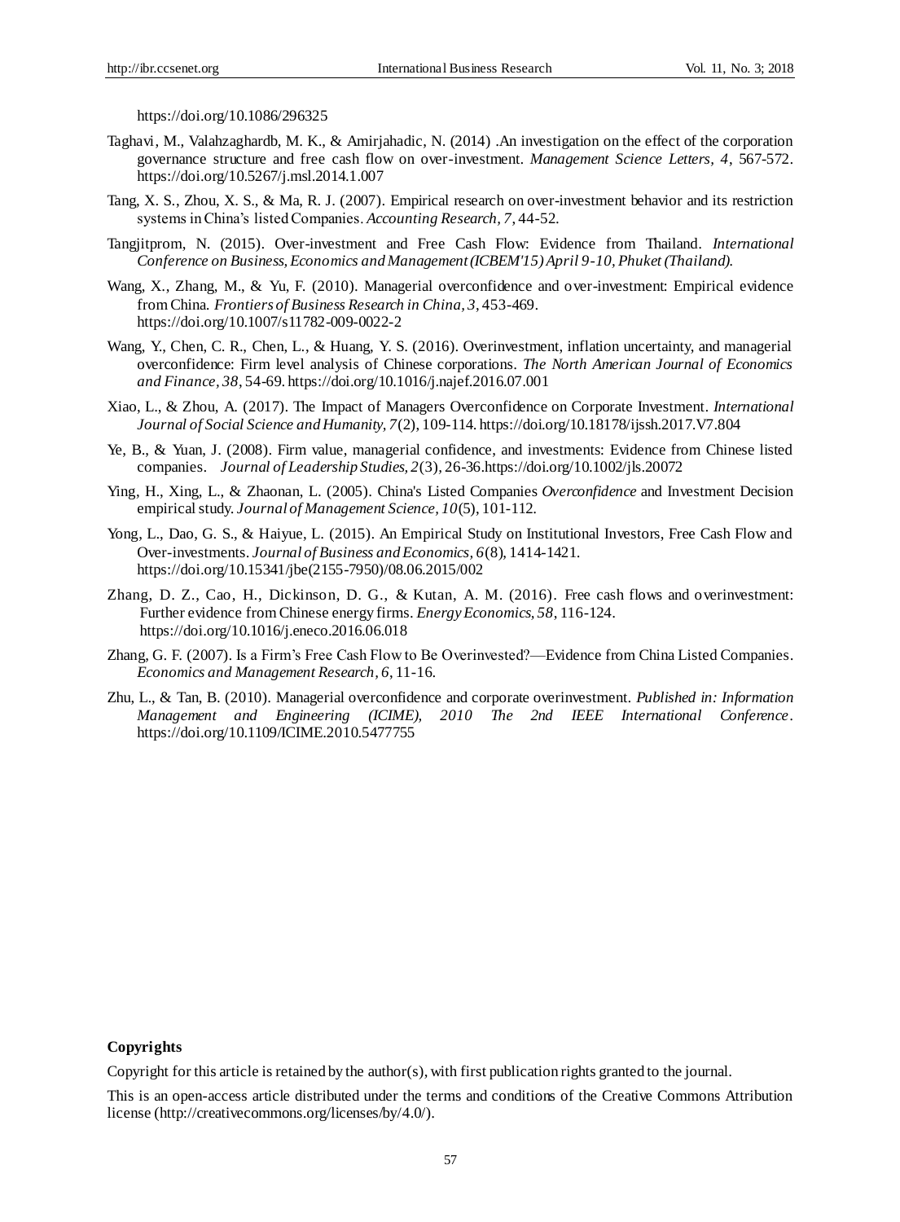https://doi.org/10.1086/296325

Taghavi, M., Valahzaghardb, M. K., & Amirjahadic, N. (2014) .An investigation on the effect of the corporation governance structure and free cash flow on over-investment. *Management Science Letters, 4*, 567-572. https://doi.org/10.5267/j.msl.2014.1.007

Tang, X. S., Zhou, X. S., & Ma, R. J. (2007). Empirical research on over-investment behavior and its restriction systems in China's listed Companies. *Accounting Research, 7*, 44-52.

Tangjitprom, N. (2015). Over-investment and Free Cash Flow: Evidence from Thailand. *International Conference on Business, Economics and Management (ICBEM'15) April 9-10, Phuket (Thailand).*

Wang, X., Zhang, M., & Yu, F. (2010). Managerial overconfidence and over-investment: Empirical evidence from China. *Frontiers of Business Research in China, 3*, 453-469. https://doi.org/10.1007/s11782-009-0022-2

Wang, Y., Chen, C. R., Chen, L., & Huang, Y. S. (2016). Overinvestment, inflation uncertainty, and managerial overconfidence: Firm level analysis of Chinese corporations. *The North American Journal of Economics and Finance, 38*, 54-69. https://doi.org/10.1016/j.najef.2016.07.001

Xiao, L., & Zhou, A. (2017). The Impact of Managers Overconfidence on Corporate Investment. *International Journal of Social Science and Humanity, 7*(2), 109-114. https://doi.org/10.18178/ijssh.2017.V7.804

Ye, B., & Yuan, J. (2008). Firm value, managerial confidence, and investments: Evidence from Chinese listed companies. *Journal of Leadership Studies, 2*(3), 26-36.https://doi.org/10.1002/jls.20072

Ying, H., Xing, L., & Zhaonan, L. (2005). China's Listed Companies *Overconfidence* and Investment Decision empirical study. *Journal of Management Science, 10*(5), 101-112.

Yong, L., Dao, G. S., & Haiyue, L. (2015). An Empirical Study on Institutional Investors, Free Cash Flow and Over-investments. *Journal of Business and Economics, 6*(8), 1414-1421. https://doi.org/10.15341/jbe(2155-7950)/08.06.2015/002

Zhang, D. Z., Cao, H., Dickinson, D. G., & Kutan, A. M. (2016). Free cash flows and overinvestment: Further evidence from Chinese energy firms. *Energy Economics, 58*, 116-124. https://doi.org/10.1016/j.eneco.2016.06.018

Zhang, G. F. (2007). Is a Firm's Free Cash Flow to Be Overinvested?—Evidence from China Listed Companies. *Economics and Management Research, 6*, 11-16.

Zhu, L., & Tan, B. (2010). Managerial overconfidence and corporate overinvestment. *Published in: Information Management and Engineering (ICIME), 2010 The 2nd IEEE International Conference*. https://doi.org/10.1109/ICIME.2010.5477755

**Copyrights**

Copyright for this article is retained by the author(s), with first publication rights granted to the journal.

This is an open-access article distributed under the terms and conditions of the Creative Commons Attribution license (http://creativecommons.org/licenses/by/4.0/).